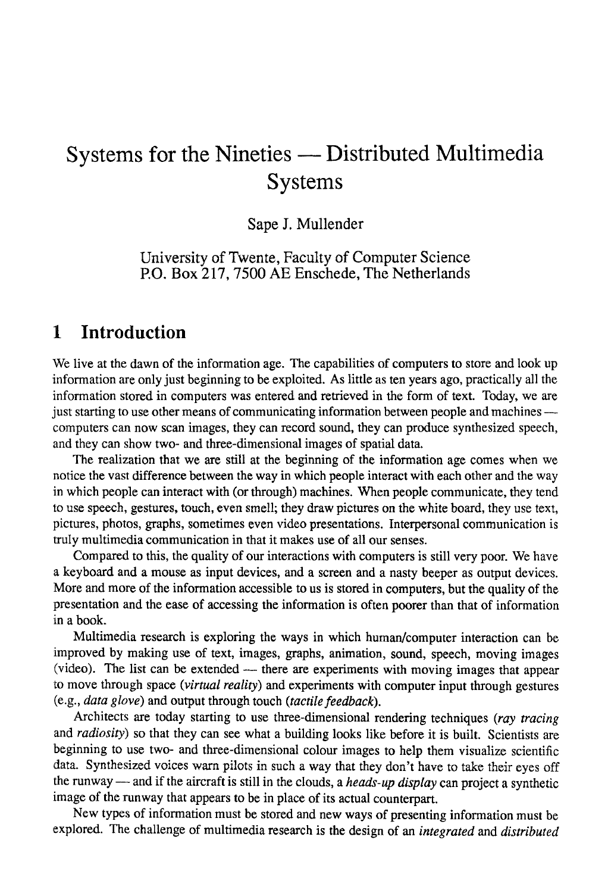# Systems for the Nineties — Distributed Multimedia Systems

Sape J. Mullender

University of Twente, Faculty of Computer Science
P.O. Box 217, 7500 AE Enschede, The Netherlands

## 1 Introduction

We live at the dawn of the information age. The capabilities of computers to store and look up information are only just beginning to be exploited. As little as ten years ago, practically all the information stored in computers was entered and retrieved in the form of text. Today, we are just starting to use other means of communicating information between people and machines — computers can now scan images, they can record sound, they can produce synthesized speech, and they can show two- and three-dimensional images of spatial data.

The realization that we are still at the beginning of the information age comes when we notice the vast difference between the way in which people interact with each other and the way in which people can interact with (or through) machines. When people communicate, they tend to use speech, gestures, touch, even smell; they draw pictures on the white board, they use text, pictures, photos, graphs, sometimes even video presentations. Interpersonal communication is truly multimedia communication in that it makes use of all our senses.

Compared to this, the quality of our interactions with computers is still very poor. We have a keyboard and a mouse as input devices, and a screen and a nasty beeper as output devices. More and more of the information accessible to us is stored in computers, but the quality of the presentation and the ease of accessing the information is often poorer than that of information in a book.

Multimedia research is exploring the ways in which human/computer interaction can be improved by making use of text, images, graphs, animation, sound, speech, moving images (video). The list can be extended — there are experiments with moving images that appear to move through space (*virtual reality*) and experiments with computer input through gestures (e.g., *data glove*) and output through touch (*tactile feedback*).

Architects are today starting to use three-dimensional rendering techniques (*ray tracing* and *radiosity*) so that they can see what a building looks like before it is built. Scientists are beginning to use two- and three-dimensional colour images to help them visualize scientific data. Synthesized voices warn pilots in such a way that they don't have to take their eyes off the runway — and if the aircraft is still in the clouds, a *heads-up display* can project a synthetic image of the runway that appears to be in place of its actual counterpart.

New types of information must be stored and new ways of presenting information must be explored. The challenge of multimedia research is the design of an *integrated* and *distributed*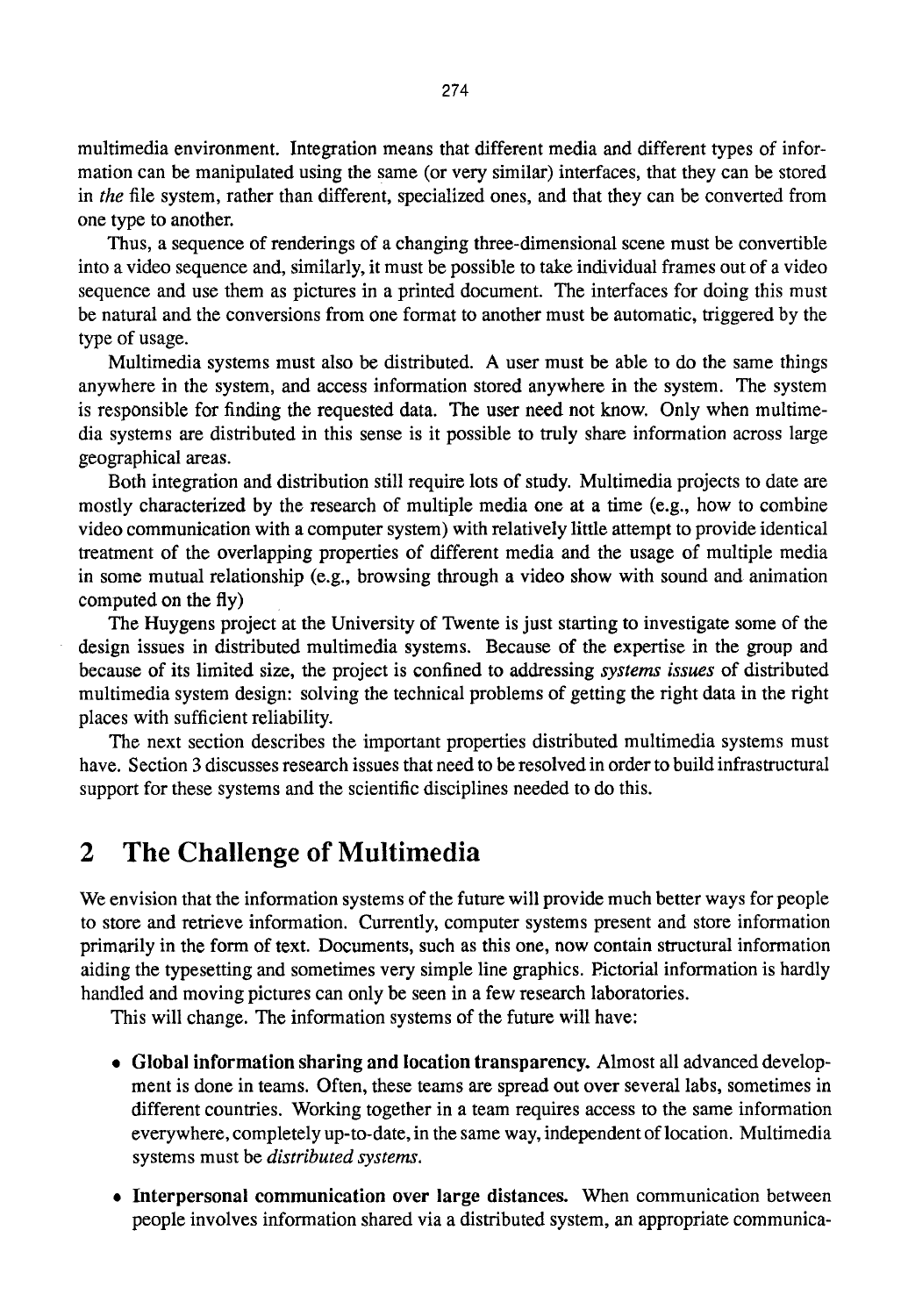multimedia environment. Integration means that different media and different types of information can be manipulated using the same (or very similar) interfaces, that they can be stored in *the* file system, rather than different, specialized ones, and that they can be converted from one type to another.

Thus, a sequence of renderings of a changing three-dimensional scene must be convertible into a video sequence and, similarly, it must be possible to take individual frames out of a video sequence and use them as pictures in a printed document. The interfaces for doing this must be natural and the conversions from one format to another must be automatic, triggered by the type of usage.

Multimedia systems must also be distributed. A user must be able to do the same things anywhere in the system, and access information stored anywhere in the system. The system is responsible for finding the requested data. The user need not know. Only when multimedia systems are distributed in this sense is it possible to truly share information across large geographical areas.

Both integration and distribution still require lots of study. Multimedia projects to date are mostly characterized by the research of multiple media one at a time (e.g., how to combine video communication with a computer system) with relatively little attempt to provide identical treatment of the overlapping properties of different media and the usage of multiple media in some mutual relationship (e.g., browsing through a video show with sound and animation computed on the fly)

The Huygens project at the University of Twente is just starting to investigate some of the design issues in distributed multimedia systems. Because of the expertise in the group and because of its limited size, the project is confined to addressing *systems issues* of distributed multimedia system design: solving the technical problems of getting the right data in the right places with sufficient reliability.

The next section describes the important properties distributed multimedia systems must have. Section 3 discusses research issues that need to be resolved in order to build infrastructural support for these systems and the scientific disciplines needed to do this.

## 2 The Challenge of Multimedia

We envision that the information systems of the future will provide much better ways for people to store and retrieve information. Currently, computer systems present and store information primarily in the form of text. Documents, such as this one, now contain structural information aiding the typesetting and sometimes very simple line graphics. Pictorial information is hardly handled and moving pictures can only be seen in a few research laboratories.

This will change. The information systems of the future will have:

- **Global information sharing and location transparency.** Almost all advanced development is done in teams. Often, these teams are spread out over several labs, sometimes in different countries. Working together in a team requires access to the same information everywhere, completely up-to-date, in the same way, independent of location. Multimedia systems must be *distributed systems*.
- **Interpersonal communication over large distances.** When communication between people involves information shared via a distributed system, an appropriate communica-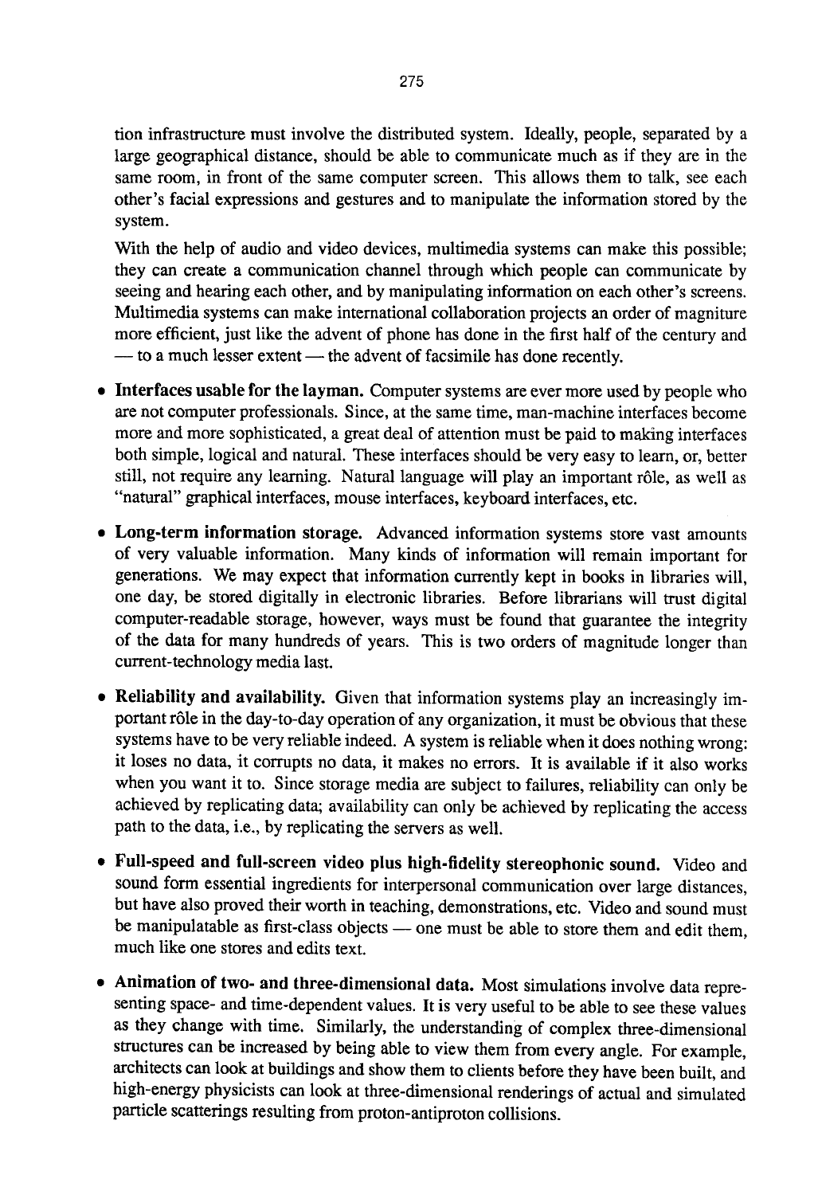tion infrastructure must involve the distributed system. Ideally, people, separated by a large geographical distance, should be able to communicate much as if they are in the same room, in front of the same computer screen. This allows them to talk, see each other's facial expressions and gestures and to manipulate the information stored by the system.

With the help of audio and video devices, multimedia systems can make this possible; they can create a communication channel through which people can communicate by seeing and hearing each other, and by manipulating information on each other's screens. Multimedia systems can make international collaboration projects an order of magniture more efficient, just like the advent of phone has done in the first half of the century and — to a much lesser extent — the advent of facsimile has done recently.

- **Interfaces usable for the layman.** Computer systems are ever more used by people who are not computer professionals. Since, at the same time, man-machine interfaces become more and more sophisticated, a great deal of attention must be paid to making interfaces both simple, logical and natural. These interfaces should be very easy to learn, or, better still, not require any learning. Natural language will play an important rôle, as well as "natural" graphical interfaces, mouse interfaces, keyboard interfaces, etc.

- **Long-term information storage.** Advanced information systems store vast amounts of very valuable information. Many kinds of information will remain important for generations. We may expect that information currently kept in books in libraries will, one day, be stored digitally in electronic libraries. Before librarians will trust digital computer-readable storage, however, ways must be found that guarantee the integrity of the data for many hundreds of years. This is two orders of magnitude longer than current-technology media last.

- **Reliability and availability.** Given that information systems play an increasingly important rôle in the day-to-day operation of any organization, it must be obvious that these systems have to be very reliable indeed. A system is reliable when it does nothing wrong: it loses no data, it corrupts no data, it makes no errors. It is available if it also works when you want it to. Since storage media are subject to failures, reliability can only be achieved by replicating data; availability can only be achieved by replicating the access path to the data, i.e., by replicating the servers as well.

- **Full-speed and full-screen video plus high-fidelity stereophonic sound.** Video and sound form essential ingredients for interpersonal communication over large distances, but have also proved their worth in teaching, demonstrations, etc. Video and sound must be manipulatable as first-class objects — one must be able to store them and edit them, much like one stores and edits text.

- **Animation of two- and three-dimensional data.** Most simulations involve data representing space- and time-dependent values. It is very useful to be able to see these values as they change with time. Similarly, the understanding of complex three-dimensional structures can be increased by being able to view them from every angle. For example, architects can look at buildings and show them to clients before they have been built, and high-energy physicists can look at three-dimensional renderings of actual and simulated particle scatterings resulting from proton-antiproton collisions.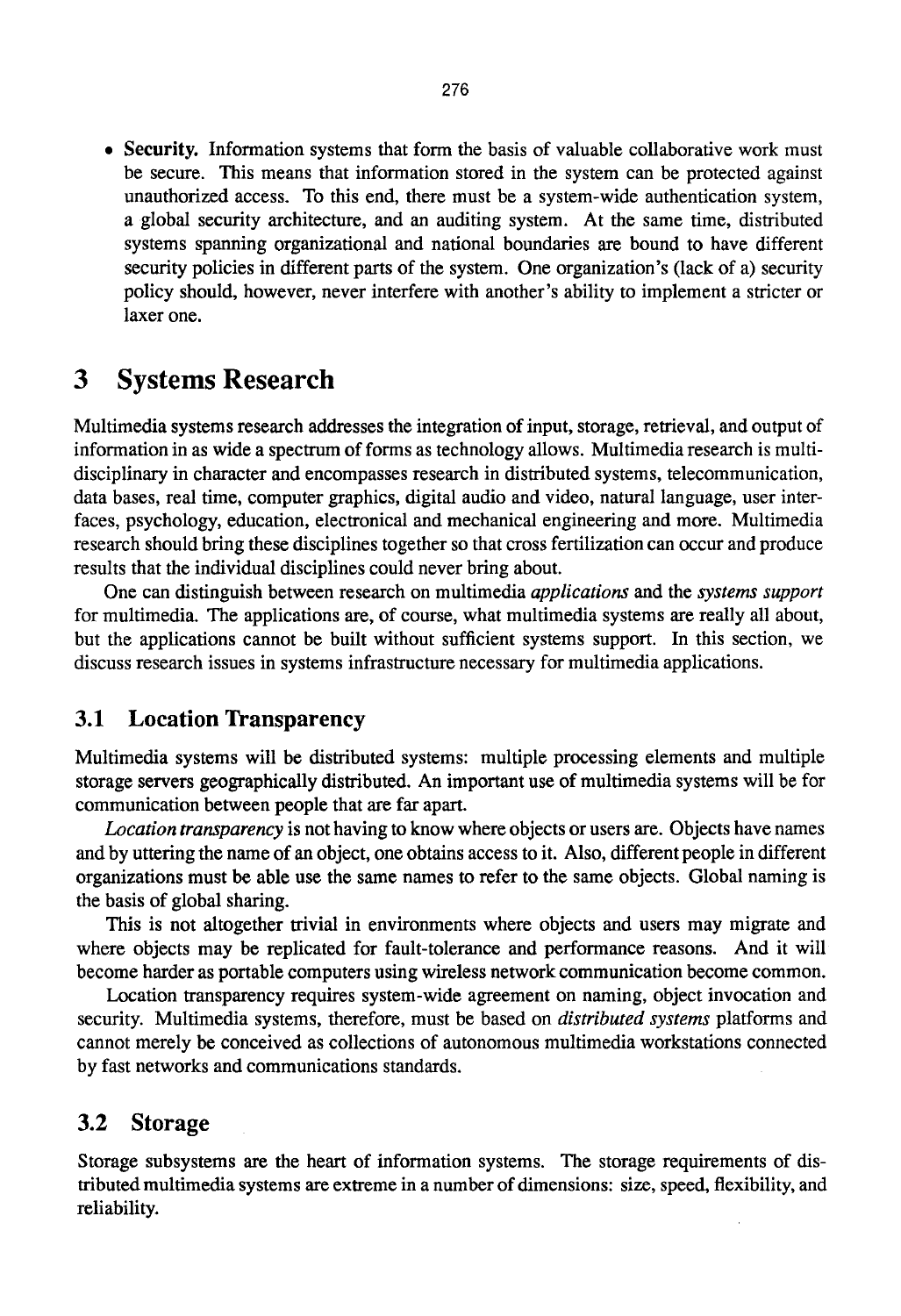- **Security.** Information systems that form the basis of valuable collaborative work must be secure. This means that information stored in the system can be protected against unauthorized access. To this end, there must be a system-wide authentication system, a global security architecture, and an auditing system. At the same time, distributed systems spanning organizational and national boundaries are bound to have different security policies in different parts of the system. One organization's (lack of a) security policy should, however, never interfere with another's ability to implement a stricter or laxer one.

# 3 Systems Research

Multimedia systems research addresses the integration of input, storage, retrieval, and output of information in as wide a spectrum of forms as technology allows. Multimedia research is multi-disciplinary in character and encompasses research in distributed systems, telecommunication, data bases, real time, computer graphics, digital audio and video, natural language, user interfaces, psychology, education, electronical and mechanical engineering and more. Multimedia research should bring these disciplines together so that cross fertilization can occur and produce results that the individual disciplines could never bring about.

One can distinguish between research on multimedia *applications* and the *systems support* for multimedia. The applications are, of course, what multimedia systems are really all about, but the applications cannot be built without sufficient systems support. In this section, we discuss research issues in systems infrastructure necessary for multimedia applications.

## 3.1 Location Transparency

Multimedia systems will be distributed systems: multiple processing elements and multiple storage servers geographically distributed. An important use of multimedia systems will be for communication between people that are far apart.

*Location transparency* is not having to know where objects or users are. Objects have names and by uttering the name of an object, one obtains access to it. Also, different people in different organizations must be able use the same names to refer to the same objects. Global naming is the basis of global sharing.

This is not altogether trivial in environments where objects and users may migrate and where objects may be replicated for fault-tolerance and performance reasons. And it will become harder as portable computers using wireless network communication become common.

Location transparency requires system-wide agreement on naming, object invocation and security. Multimedia systems, therefore, must be based on *distributed systems* platforms and cannot merely be conceived as collections of autonomous multimedia workstations connected by fast networks and communications standards.

## 3.2 Storage

Storage subsystems are the heart of information systems. The storage requirements of distributed multimedia systems are extreme in a number of dimensions: size, speed, flexibility, and reliability.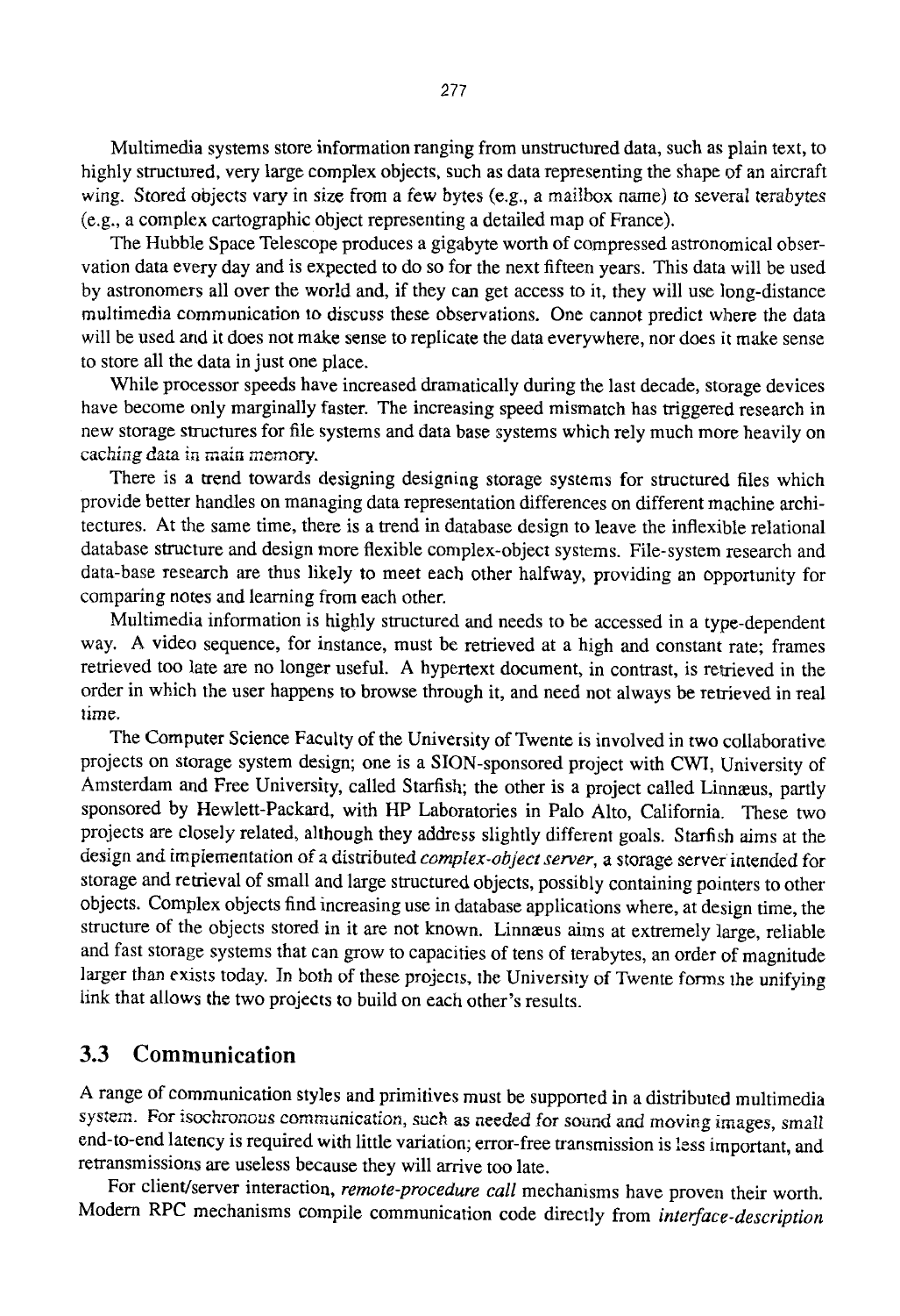Multimedia systems store information ranging from unstructured data, such as plain text, to highly structured, very large complex objects, such as data representing the shape of an aircraft wing. Stored objects vary in size from a few bytes (e.g., a mailbox name) to several terabytes (e.g., a complex cartographic object representing a detailed map of France).

The Hubble Space Telescope produces a gigabyte worth of compressed astronomical observation data every day and is expected to do so for the next fifteen years. This data will be used by astronomers all over the world and, if they can get access to it, they will use long-distance multimedia communication to discuss these observations. One cannot predict where the data will be used and it does not make sense to replicate the data everywhere, nor does it make sense to store all the data in just one place.

While processor speeds have increased dramatically during the last decade, storage devices have become only marginally faster. The increasing speed mismatch has triggered research in new storage structures for file systems and data base systems which rely much more heavily on caching data in main memory.

There is a trend towards designing designing storage systems for structured files which provide better handles on managing data representation differences on different machine architectures. At the same time, there is a trend in database design to leave the inflexible relational database structure and design more flexible complex-object systems. File-system research and data-base research are thus likely to meet each other halfway, providing an opportunity for comparing notes and learning from each other.

Multimedia information is highly structured and needs to be accessed in a type-dependent way. A video sequence, for instance, must be retrieved at a high and constant rate; frames retrieved too late are no longer useful. A hypertext document, in contrast, is retrieved in the order in which the user happens to browse through it, and need not always be retrieved in real time.

The Computer Science Faculty of the University of Twente is involved in two collaborative projects on storage system design; one is a SION-sponsored project with CWI, University of Amsterdam and Free University, called Starfish; the other is a project called Linnæus, partly sponsored by Hewlett-Packard, with HP Laboratories in Palo Alto, California. These two projects are closely related, although they address slightly different goals. Starfish aims at the design and implementation of a distributed *complex-object server*, a storage server intended for storage and retrieval of small and large structured objects, possibly containing pointers to other objects. Complex objects find increasing use in database applications where, at design time, the structure of the objects stored in it are not known. Linnæus aims at extremely large, reliable and fast storage systems that can grow to capacities of tens of terabytes, an order of magnitude larger than exists today. In both of these projects, the University of Twente forms the unifying link that allows the two projects to build on each other's results.

## 3.3 Communication

A range of communication styles and primitives must be supported in a distributed multimedia system. For isochronous communication, such as needed for sound and moving images, small end-to-end latency is required with little variation; error-free transmission is less important, and retransmissions are useless because they will arrive too late.

For client/server interaction, *remote-procedure call* mechanisms have proven their worth. Modern RPC mechanisms compile communication code directly from *interface-description*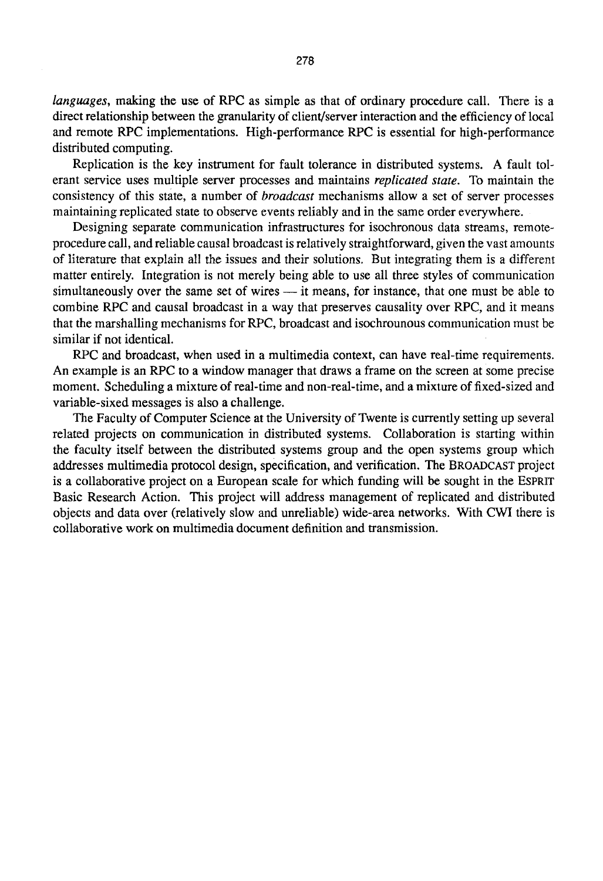*languages*, making the use of RPC as simple as that of ordinary procedure call. There is a direct relationship between the granularity of client/server interaction and the efficiency of local and remote RPC implementations. High-performance RPC is essential for high-performance distributed computing.

Replication is the key instrument for fault tolerance in distributed systems. A fault tolerant service uses multiple server processes and maintains *replicated state*. To maintain the consistency of this state, a number of *broadcast* mechanisms allow a set of server processes maintaining replicated state to observe events reliably and in the same order everywhere.

Designing separate communication infrastructures for isochronous data streams, remote-procedure call, and reliable causal broadcast is relatively straightforward, given the vast amounts of literature that explain all the issues and their solutions. But integrating them is a different matter entirely. Integration is not merely being able to use all three styles of communication simultaneously over the same set of wires — it means, for instance, that one must be able to combine RPC and causal broadcast in a way that preserves causality over RPC, and it means that the marshalling mechanisms for RPC, broadcast and isochrounous communication must be similar if not identical.

RPC and broadcast, when used in a multimedia context, can have real-time requirements. An example is an RPC to a window manager that draws a frame on the screen at some precise moment. Scheduling a mixture of real-time and non-real-time, and a mixture of fixed-sized and variable-sixed messages is also a challenge.

The Faculty of Computer Science at the University of Twente is currently setting up several related projects on communication in distributed systems. Collaboration is starting within the faculty itself between the distributed systems group and the open systems group which addresses multimedia protocol design, specification, and verification. The BROADCAST project is a collaborative project on a European scale for which funding will be sought in the ESPRIT Basic Research Action. This project will address management of replicated and distributed objects and data over (relatively slow and unreliable) wide-area networks. With CWI there is collaborative work on multimedia document definition and transmission.